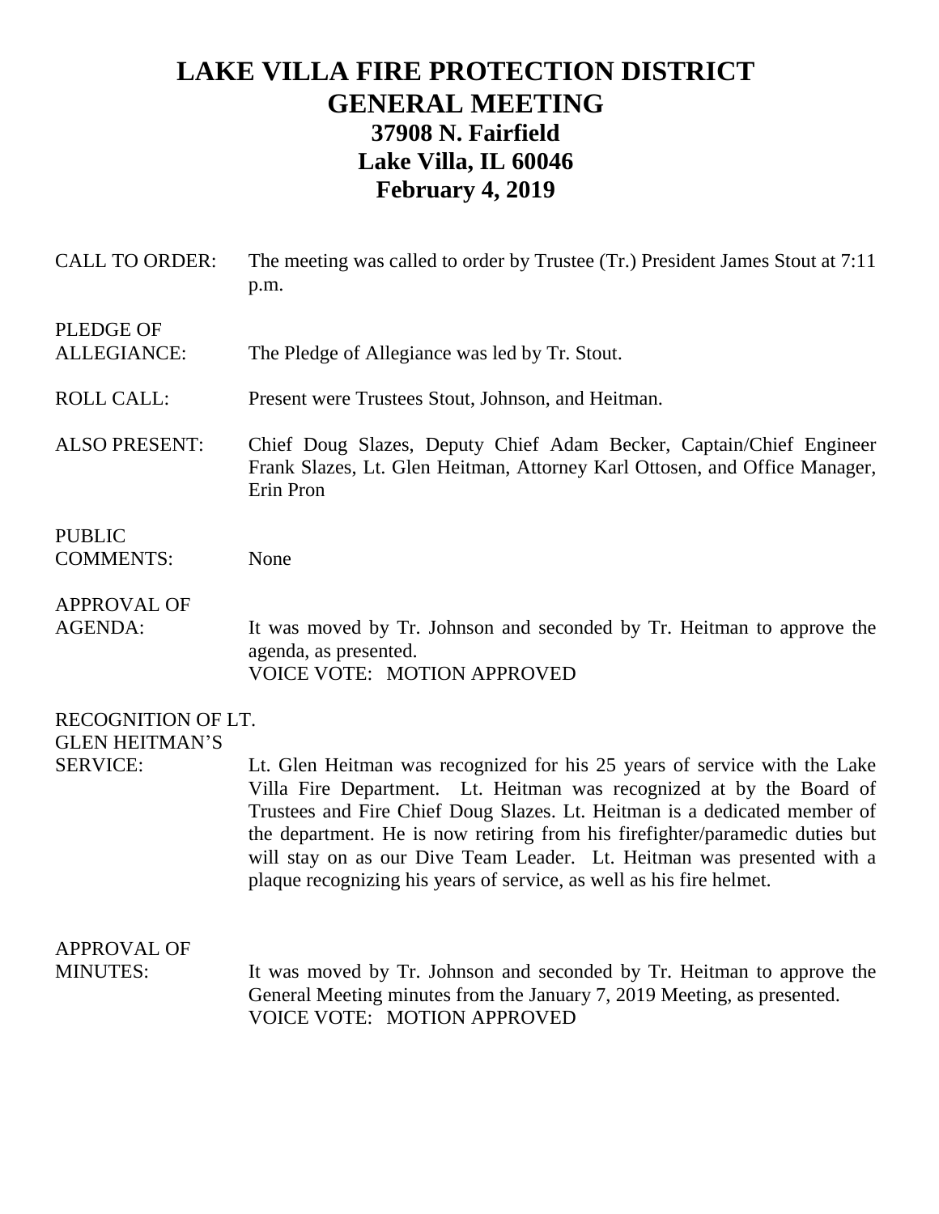# LAKE VILLA FIRE PROTECTION DISTRICT
# GENERAL MEETING
## 37908 N. Fairfield
## Lake Villa, IL 60046
## February 4, 2019

**CALL TO ORDER:** The meeting was called to order by Trustee (Tr.) President James Stout at 7:11 p.m.

**PLEDGE OF ALLEGIANCE:** The Pledge of Allegiance was led by Tr. Stout.

**ROLL CALL:** Present were Trustees Stout, Johnson, and Heitman.

**ALSO PRESENT:** Chief Doug Slazes, Deputy Chief Adam Becker, Captain/Chief Engineer Frank Slazes, Lt. Glen Heitman, Attorney Karl Ottosen, and Office Manager, Erin Pron

**PUBLIC COMMENTS:** None

**APPROVAL OF AGENDA:** It was moved by Tr. Johnson and seconded by Tr. Heitman to approve the agenda, as presented.
VOICE VOTE: MOTION APPROVED

**RECOGNITION OF LT. GLEN HEITMAN'S SERVICE:** Lt. Glen Heitman was recognized for his 25 years of service with the Lake Villa Fire Department. Lt. Heitman was recognized at by the Board of Trustees and Fire Chief Doug Slazes. Lt. Heitman is a dedicated member of the department. He is now retiring from his firefighter/paramedic duties but will stay on as our Dive Team Leader. Lt. Heitman was presented with a plaque recognizing his years of service, as well as his fire helmet.

**APPROVAL OF MINUTES:** It was moved by Tr. Johnson and seconded by Tr. Heitman to approve the General Meeting minutes from the January 7, 2019 Meeting, as presented.
VOICE VOTE: MOTION APPROVED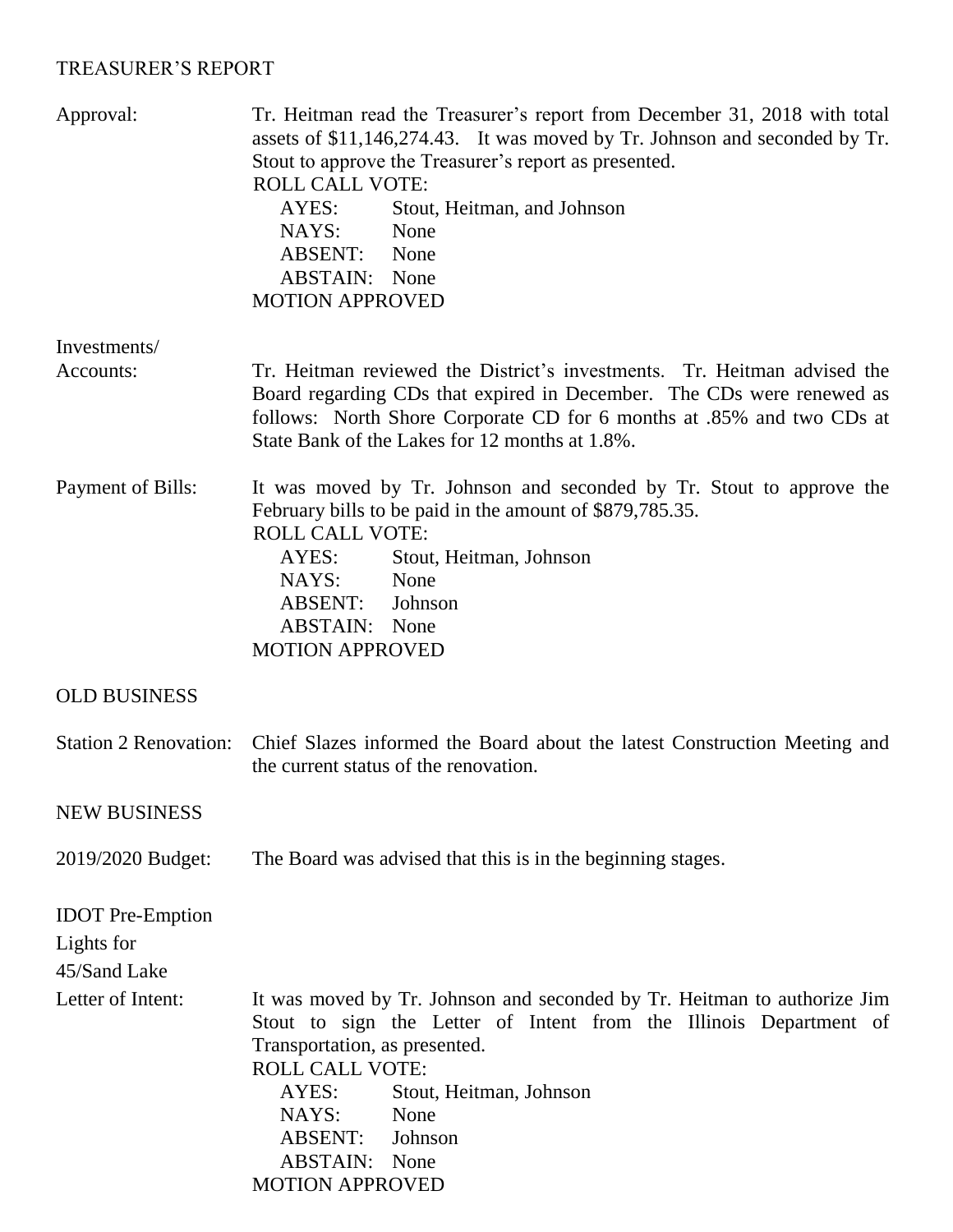## TREASURER'S REPORT

**Approval:** Tr. Heitman read the Treasurer's report from December 31, 2018 with total assets of $11,146,274.43. It was moved by Tr. Johnson and seconded by Tr. Stout to approve the Treasurer's report as presented.

ROLL CALL VOTE:
- AYES: Stout, Heitman, and Johnson
- NAYS: None
- ABSENT: None
- ABSTAIN: None

MOTION APPROVED

**Investments/ Accounts:** Tr. Heitman reviewed the District's investments. Tr. Heitman advised the Board regarding CDs that expired in December. The CDs were renewed as follows: North Shore Corporate CD for 6 months at .85% and two CDs at State Bank of the Lakes for 12 months at 1.8%.

**Payment of Bills:** It was moved by Tr. Johnson and seconded by Tr. Stout to approve the February bills to be paid in the amount of $879,785.35.

ROLL CALL VOTE:
- AYES: Stout, Heitman, Johnson
- NAYS: None
- ABSENT: Johnson
- ABSTAIN: None

MOTION APPROVED

## OLD BUSINESS

**Station 2 Renovation:** Chief Slazes informed the Board about the latest Construction Meeting and the current status of the renovation.

## NEW BUSINESS

**2019/2020 Budget:** The Board was advised that this is in the beginning stages.

**IDOT Pre-Emption Lights for 45/Sand Lake Letter of Intent:** It was moved by Tr. Johnson and seconded by Tr. Heitman to authorize Jim Stout to sign the Letter of Intent from the Illinois Department of Transportation, as presented.

ROLL CALL VOTE:
- AYES: Stout, Heitman, Johnson
- NAYS: None
- ABSENT: Johnson
- ABSTAIN: None

MOTION APPROVED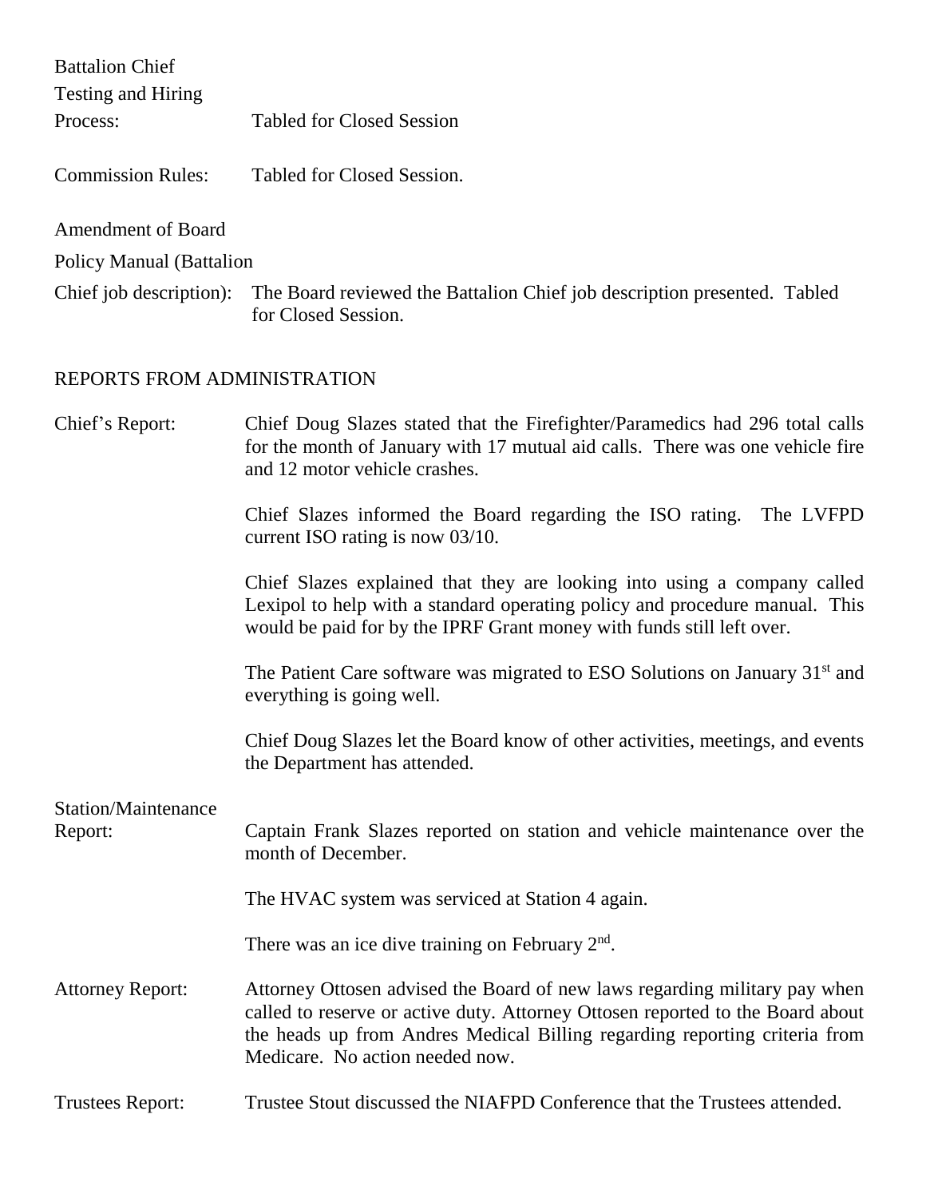**Battalion Chief Testing and Hiring Process:** Tabled for Closed Session

**Commission Rules:** Tabled for Closed Session.

**Amendment of Board Policy Manual (Battalion Chief job description):** The Board reviewed the Battalion Chief job description presented. Tabled for Closed Session.

## REPORTS FROM ADMINISTRATION

**Chief's Report:** Chief Doug Slazes stated that the Firefighter/Paramedics had 296 total calls for the month of January with 17 mutual aid calls. There was one vehicle fire and 12 motor vehicle crashes.

Chief Slazes informed the Board regarding the ISO rating. The LVFPD current ISO rating is now 03/10.

Chief Slazes explained that they are looking into using a company called Lexipol to help with a standard operating policy and procedure manual. This would be paid for by the IPRF Grant money with funds still left over.

The Patient Care software was migrated to ESO Solutions on January 31st and everything is going well.

Chief Doug Slazes let the Board know of other activities, meetings, and events the Department has attended.

**Station/Maintenance Report:** Captain Frank Slazes reported on station and vehicle maintenance over the month of December.

The HVAC system was serviced at Station 4 again.

There was an ice dive training on February 2nd.

**Attorney Report:** Attorney Ottosen advised the Board of new laws regarding military pay when called to reserve or active duty. Attorney Ottosen reported to the Board about the heads up from Andres Medical Billing regarding reporting criteria from Medicare. No action needed now.

**Trustees Report:** Trustee Stout discussed the NIAFPD Conference that the Trustees attended.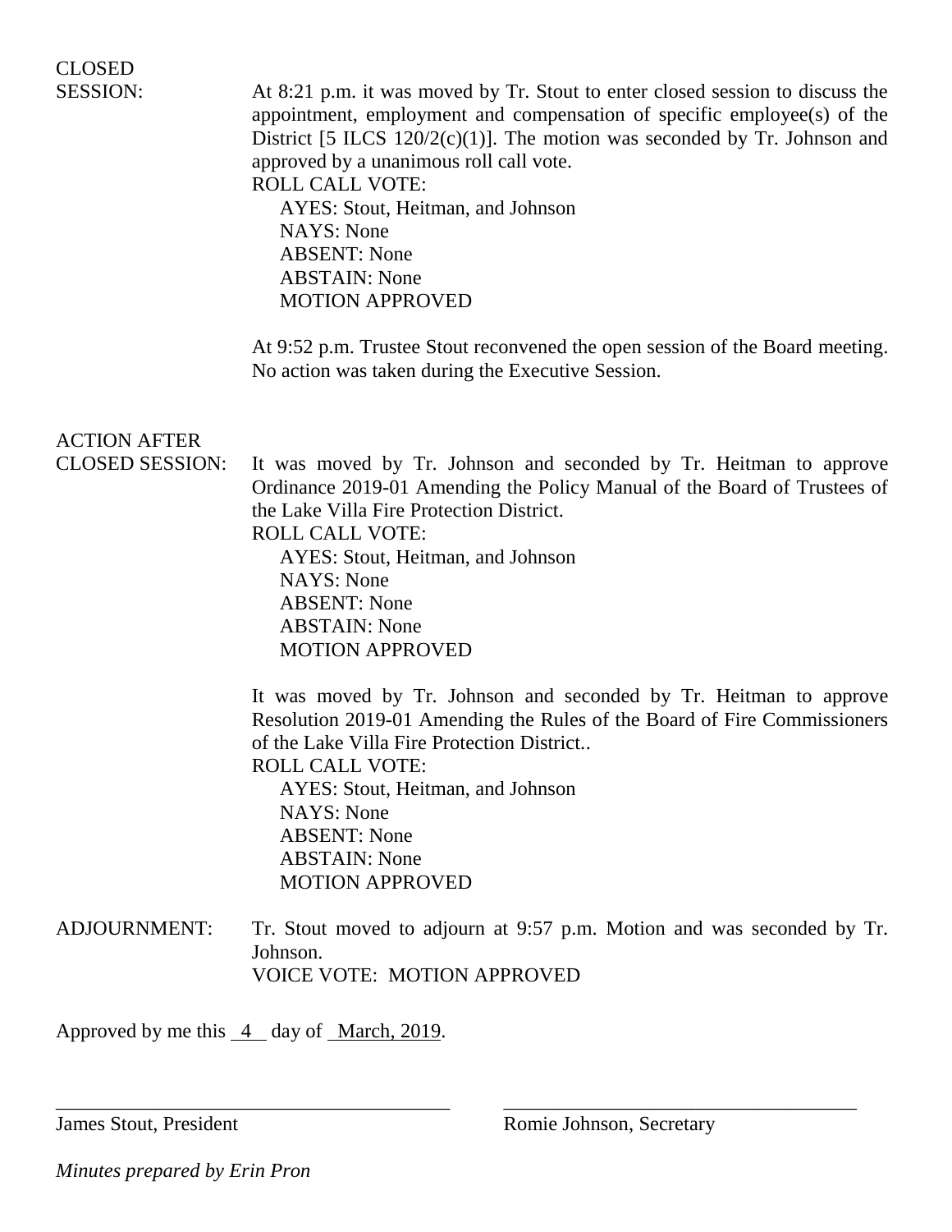**CLOSED SESSION:**

At 8:21 p.m. it was moved by Tr. Stout to enter closed session to discuss the appointment, employment and compensation of specific employee(s) of the District [5 ILCS 120/2(c)(1)]. The motion was seconded by Tr. Johnson and approved by a unanimous roll call vote.

ROLL CALL VOTE:
- AYES: Stout, Heitman, and Johnson
- NAYS: None
- ABSENT: None
- ABSTAIN: None
- MOTION APPROVED

At 9:52 p.m. Trustee Stout reconvened the open session of the Board meeting. No action was taken during the Executive Session.

**ACTION AFTER CLOSED SESSION:**

It was moved by Tr. Johnson and seconded by Tr. Heitman to approve Ordinance 2019-01 Amending the Policy Manual of the Board of Trustees of the Lake Villa Fire Protection District.

ROLL CALL VOTE:
- AYES: Stout, Heitman, and Johnson
- NAYS: None
- ABSENT: None
- ABSTAIN: None
- MOTION APPROVED

It was moved by Tr. Johnson and seconded by Tr. Heitman to approve Resolution 2019-01 Amending the Rules of the Board of Fire Commissioners of the Lake Villa Fire Protection District..

ROLL CALL VOTE:
- AYES: Stout, Heitman, and Johnson
- NAYS: None
- ABSENT: None
- ABSTAIN: None
- MOTION APPROVED

**ADJOURNMENT:**

Tr. Stout moved to adjourn at 9:57 p.m. Motion and was seconded by Tr. Johnson.

VOICE VOTE: MOTION APPROVED

Approved by me this 4 day of March, 2019.

\_\_\_\_\_\_\_\_\_\_\_\_\_\_\_\_\_\_\_\_\_\_\_\_\_\_\_\_\_\_\_\_\_\_\_\_\_\_\_\_
James Stout, President

\_\_\_\_\_\_\_\_\_\_\_\_\_\_\_\_\_\_\_\_\_\_\_\_\_\_\_\_\_\_\_\_\_\_\_\_\_\_\_\_
Romie Johnson, Secretary

*Minutes prepared by Erin Pron*